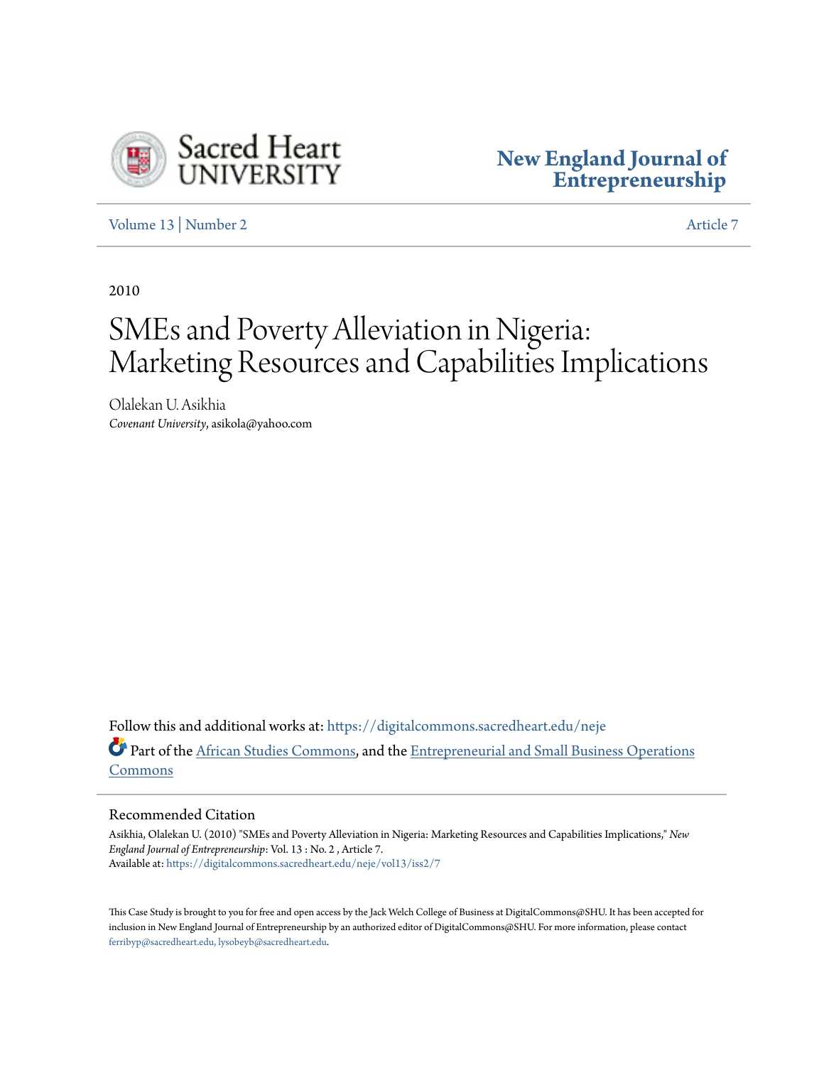Sacred Heart UNIVERSITY

**New England Journal of Entrepreneurship**

Volume 13 | Number 2 — Article 7

2010

# SMEs and Poverty Alleviation in Nigeria: Marketing Resources and Capabilities Implications

Olalekan U. Asikhia
*Covenant University*, asikola@yahoo.com

Follow this and additional works at: https://digitalcommons.sacredheart.edu/neje

Part of the African Studies Commons, and the Entrepreneurial and Small Business Operations Commons

## Recommended Citation

Asikhia, Olalekan U. (2010) "SMEs and Poverty Alleviation in Nigeria: Marketing Resources and Capabilities Implications," *New England Journal of Entrepreneurship*: Vol. 13 : No. 2 , Article 7.
Available at: https://digitalcommons.sacredheart.edu/neje/vol13/iss2/7

This Case Study is brought to you for free and open access by the Jack Welch College of Business at DigitalCommons@SHU. It has been accepted for inclusion in New England Journal of Entrepreneurship by an authorized editor of DigitalCommons@SHU. For more information, please contact ferribyp@sacredheart.edu, lysobeyb@sacredheart.edu.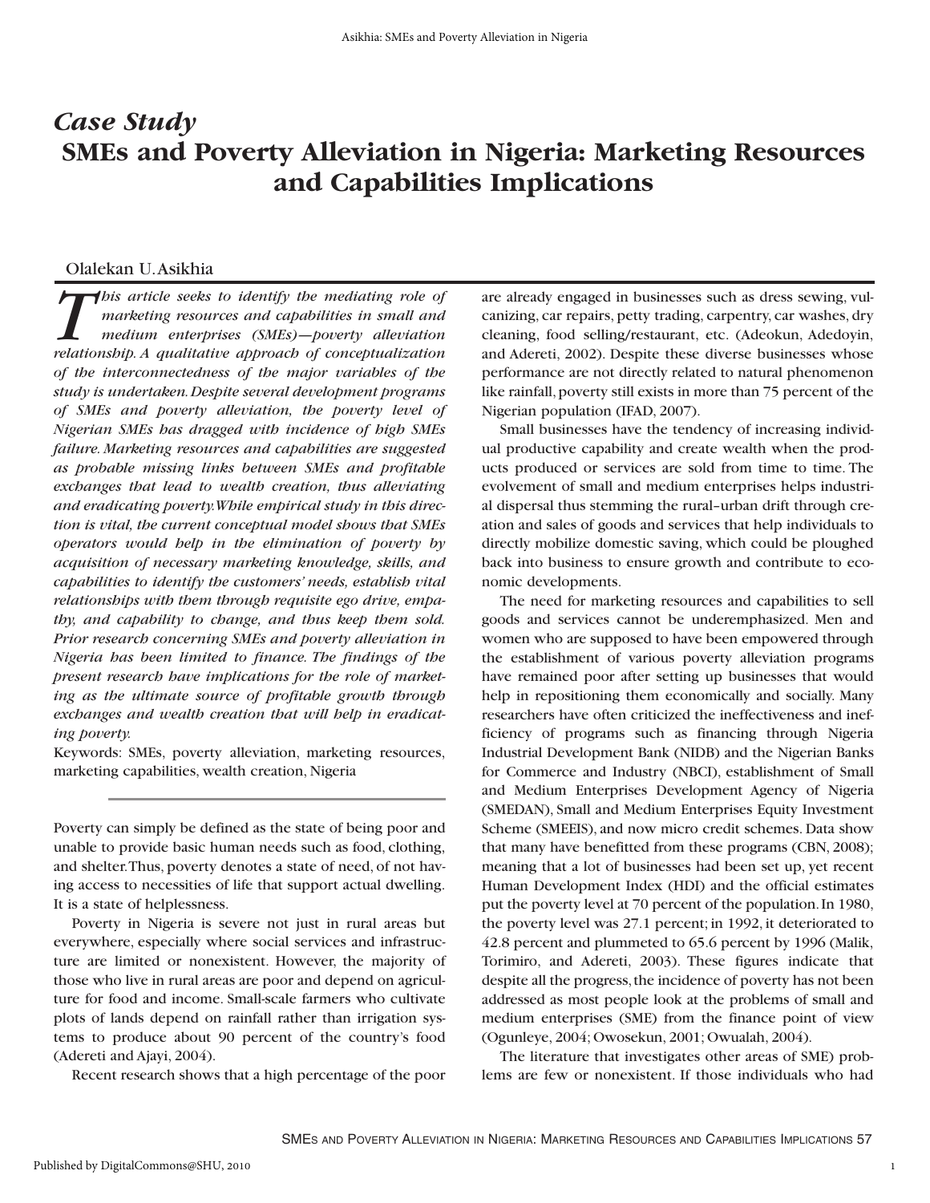# *Case Study*
# SMEs and Poverty Alleviation in Nigeria: Marketing Resources and Capabilities Implications

Olalekan U. Asikhia

***This article seeks to identify the mediating role of marketing resources and capabilities in small and medium enterprises (SMEs)—poverty alleviation relationship. A qualitative approach of conceptualization of the interconnectedness of the major variables of the study is undertaken. Despite several development programs of SMEs and poverty alleviation, the poverty level of Nigerian SMEs has dragged with incidence of high SMEs failure. Marketing resources and capabilities are suggested as probable missing links between SMEs and profitable exchanges that lead to wealth creation, thus alleviating and eradicating poverty. While empirical study in this direction is vital, the current conceptual model shows that SMEs operators would help in the elimination of poverty by acquisition of necessary marketing knowledge, skills, and capabilities to identify the customers' needs, establish vital relationships with them through requisite ego drive, empathy, and capability to change, and thus keep them sold. Prior research concerning SMEs and poverty alleviation in Nigeria has been limited to finance. The findings of the present research have implications for the role of marketing as the ultimate source of profitable growth through exchanges and wealth creation that will help in eradicating poverty.***

Keywords: SMEs, poverty alleviation, marketing resources, marketing capabilities, wealth creation, Nigeria

Poverty can simply be defined as the state of being poor and unable to provide basic human needs such as food, clothing, and shelter. Thus, poverty denotes a state of need, of not having access to necessities of life that support actual dwelling. It is a state of helplessness.

Poverty in Nigeria is severe not just in rural areas but everywhere, especially where social services and infrastructure are limited or nonexistent. However, the majority of those who live in rural areas are poor and depend on agriculture for food and income. Small-scale farmers who cultivate plots of lands depend on rainfall rather than irrigation systems to produce about 90 percent of the country's food (Adereti and Ajayi, 2004).

Recent research shows that a high percentage of the poor are already engaged in businesses such as dress sewing, vulcanizing, car repairs, petty trading, carpentry, car washes, dry cleaning, food selling/restaurant, etc. (Adeokun, Adedoyin, and Adereti, 2002). Despite these diverse businesses whose performance are not directly related to natural phenomenon like rainfall, poverty still exists in more than 75 percent of the Nigerian population (IFAD, 2007).

Small businesses have the tendency of increasing individual productive capability and create wealth when the products produced or services are sold from time to time. The evolvement of small and medium enterprises helps industrial dispersal thus stemming the rural–urban drift through creation and sales of goods and services that help individuals to directly mobilize domestic saving, which could be ploughed back into business to ensure growth and contribute to economic developments.

The need for marketing resources and capabilities to sell goods and services cannot be underemphasized. Men and women who are supposed to have been empowered through the establishment of various poverty alleviation programs have remained poor after setting up businesses that would help in repositioning them economically and socially. Many researchers have often criticized the ineffectiveness and inefficiency of programs such as financing through Nigeria Industrial Development Bank (NIDB) and the Nigerian Banks for Commerce and Industry (NBCI), establishment of Small and Medium Enterprises Development Agency of Nigeria (SMEDAN), Small and Medium Enterprises Equity Investment Scheme (SMEEIS), and now micro credit schemes. Data show that many have benefitted from these programs (CBN, 2008); meaning that a lot of businesses had been set up, yet recent Human Development Index (HDI) and the official estimates put the poverty level at 70 percent of the population. In 1980, the poverty level was 27.1 percent; in 1992, it deteriorated to 42.8 percent and plummeted to 65.6 percent by 1996 (Malik, Torimiro, and Adereti, 2003). These figures indicate that despite all the progress, the incidence of poverty has not been addressed as most people look at the problems of small and medium enterprises (SME) from the finance point of view (Ogunleye, 2004; Owosekun, 2001; Owualah, 2004).

The literature that investigates other areas of SME) problems are few or nonexistent. If those individuals who had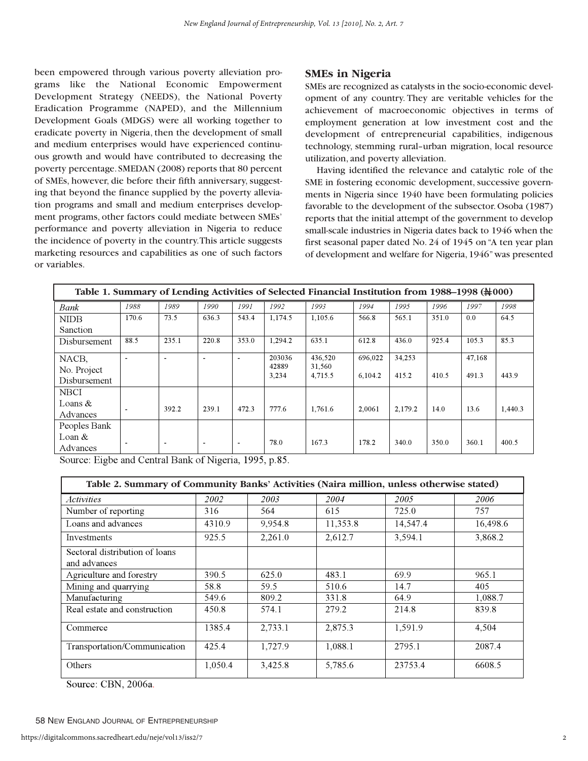been empowered through various poverty alleviation programs like the National Economic Empowerment Development Strategy (NEEDS), the National Poverty Eradication Programme (NAPED), and the Millennium Development Goals (MDGS) were all working together to eradicate poverty in Nigeria, then the development of small and medium enterprises would have experienced continuous growth and would have contributed to decreasing the poverty percentage. SMEDAN (2008) reports that 80 percent of SMEs, however, die before their fifth anniversary, suggesting that beyond the finance supplied by the poverty alleviation programs and small and medium enterprises development programs, other factors could mediate between SMEs' performance and poverty alleviation in Nigeria to reduce the incidence of poverty in the country. This article suggests marketing resources and capabilities as one of such factors or variables.

## SMEs in Nigeria

SMEs are recognized as catalysts in the socio-economic development of any country. They are veritable vehicles for the achievement of macroeconomic objectives in terms of employment generation at low investment cost and the development of entrepreneurial capabilities, indigenous technology, stemming rural–urban migration, local resource utilization, and poverty alleviation.

Having identified the relevance and catalytic role of the SME in fostering economic development, successive governments in Nigeria since 1940 have been formulating policies favorable to the development of the subsector. Osoba (1987) reports that the initial attempt of the government to develop small-scale industries in Nigeria dates back to 1946 when the first seasonal paper dated No. 24 of 1945 on "A ten year plan of development and welfare for Nigeria, 1946" was presented

**Table 1. Summary of Lending Activities of Selected Financial Institution from 1988–1998 (₦000)**

| Bank | 1988 | 1989 | 1990 | 1991 | 1992 | 1993 | 1994 | 1995 | 1996 | 1997 | 1998 |
|---|---|---|---|---|---|---|---|---|---|---|---|
| NIDB Sanction | 170.6 | 73.5 | 636.3 | 543.4 | 1,174.5 | 1,105.6 | 566.8 | 565.1 | 351.0 | 0.0 | 64.5 |
| Disbursement | 88.5 | 235.1 | 220.8 | 353.0 | 1,294.2 | 635.1 | 612.8 | 436.0 | 925.4 | 105.3 | 85.3 |
| NACB, No. Project Disbursement | - | - | - | - | 203036 42889 3,234 | 436,520 31,560 4,715.5 | 696,022 6,104.2 | 34,253 415.2 | 410.5 | 47,168 491.3 | 443.9 |
| NBCI Loans & Advances | - | 392.2 | 239.1 | 472.3 | 777.6 | 1,761.6 | 2,0061 | 2,179.2 | 14.0 | 13.6 | 1,440.3 |
| Peoples Bank Loan & Advances | - | - | - | - | 78.0 | 167.3 | 178.2 | 340.0 | 350.0 | 360.1 | 400.5 |

Source: Eigbe and Central Bank of Nigeria, 1995, p.85.

**Table 2. Summary of Community Banks' Activities (Naira million, unless otherwise stated)**

| *Activities* | *2002* | *2003* | *2004* | *2005* | *2006* |
|---|---|---|---|---|---|
| Number of reporting | 316 | 564 | 615 | 725.0 | 757 |
| Loans and advances | 4310.9 | 9,954.8 | 11,353.8 | 14,547.4 | 16,498.6 |
| Investments | 925.5 | 2,261.0 | 2,612.7 | 3,594.1 | 3,868.2 |
| Sectoral distribution of loans and advances | | | | | |
| Agriculture and forestry | 390.5 | 625.0 | 483.1 | 69.9 | 965.1 |
| Mining and quarrying | 58.8 | 59.5 | 510.6 | 14.7 | 405 |
| Manufacturing | 549.6 | 809.2 | 331.8 | 64.9 | 1,088.7 |
| Real estate and construction | 450.8 | 574.1 | 279.2 | 214.8 | 839.8 |
| Commerce | 1385.4 | 2,733.1 | 2,875.3 | 1,591.9 | 4,504 |
| Transportation/Communication | 425.4 | 1,727.9 | 1,088.1 | 2795.1 | 2087.4 |
| Others | 1,050.4 | 3,425.8 | 5,785.6 | 23753.4 | 6608.5 |

Source: CBN, 2006a.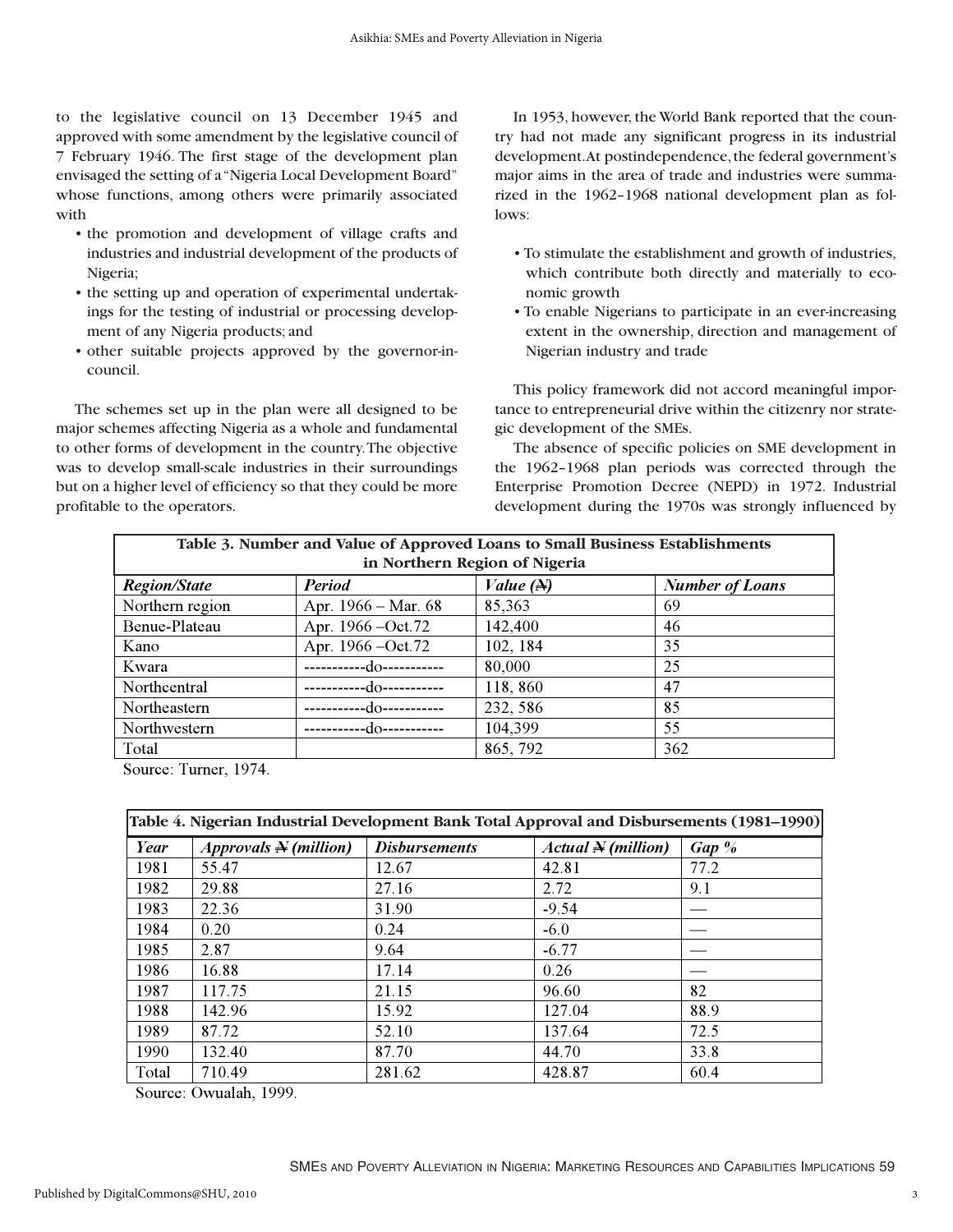to the legislative council on 13 December 1945 and approved with some amendment by the legislative council of 7 February 1946. The first stage of the development plan envisaged the setting of a "Nigeria Local Development Board" whose functions, among others were primarily associated with

- the promotion and development of village crafts and industries and industrial development of the products of Nigeria;
- the setting up and operation of experimental undertakings for the testing of industrial or processing development of any Nigeria products; and
- other suitable projects approved by the governor-in-council.

The schemes set up in the plan were all designed to be major schemes affecting Nigeria as a whole and fundamental to other forms of development in the country. The objective was to develop small-scale industries in their surroundings but on a higher level of efficiency so that they could be more profitable to the operators.

In 1953, however, the World Bank reported that the country had not made any significant progress in its industrial development. At postindependence, the federal government's major aims in the area of trade and industries were summarized in the 1962–1968 national development plan as follows:

- To stimulate the establishment and growth of industries, which contribute both directly and materially to economic growth
- To enable Nigerians to participate in an ever-increasing extent in the ownership, direction and management of Nigerian industry and trade

This policy framework did not accord meaningful importance to entrepreneurial drive within the citizenry nor strategic development of the SMEs.

The absence of specific policies on SME development in the 1962–1968 plan periods was corrected through the Enterprise Promotion Decree (NEPD) in 1972. Industrial development during the 1970s was strongly influenced by

**Table 3. Number and Value of Approved Loans to Small Business Establishments in Northern Region of Nigeria**

| *Region/State* | *Period* | *Value (₦)* | *Number of Loans* |
|---|---|---|---|
| Northern region | Apr. 1966 – Mar. 68 | 85,363 | 69 |
| Benue-Plateau | Apr. 1966 –Oct.72 | 142,400 | 46 |
| Kano | Apr. 1966 –Oct.72 | 102, 184 | 35 |
| Kwara | -----------do----------- | 80,000 | 25 |
| Northcentral | -----------do----------- | 118, 860 | 47 |
| Northeastern | -----------do----------- | 232, 586 | 85 |
| Northwestern | -----------do----------- | 104,399 | 55 |
| Total | | 865, 792 | 362 |

Source: Turner, 1974.

**Table 4. Nigerian Industrial Development Bank Total Approval and Disbursements (1981–1990)**

| *Year* | *Approvals ₦ (million)* | *Disbursements* | *Actual ₦ (million)* | *Gap %* |
|---|---|---|---|---|
| 1981 | 55.47 | 12.67 | 42.81 | 77.2 |
| 1982 | 29.88 | 27.16 | 2.72 | 9.1 |
| 1983 | 22.36 | 31.90 | -9.54 | — |
| 1984 | 0.20 | 0.24 | -6.0 | — |
| 1985 | 2.87 | 9.64 | -6.77 | — |
| 1986 | 16.88 | 17.14 | 0.26 | — |
| 1987 | 117.75 | 21.15 | 96.60 | 82 |
| 1988 | 142.96 | 15.92 | 127.04 | 88.9 |
| 1989 | 87.72 | 52.10 | 137.64 | 72.5 |
| 1990 | 132.40 | 87.70 | 44.70 | 33.8 |
| Total | 710.49 | 281.62 | 428.87 | 60.4 |

Source: Owualah, 1999.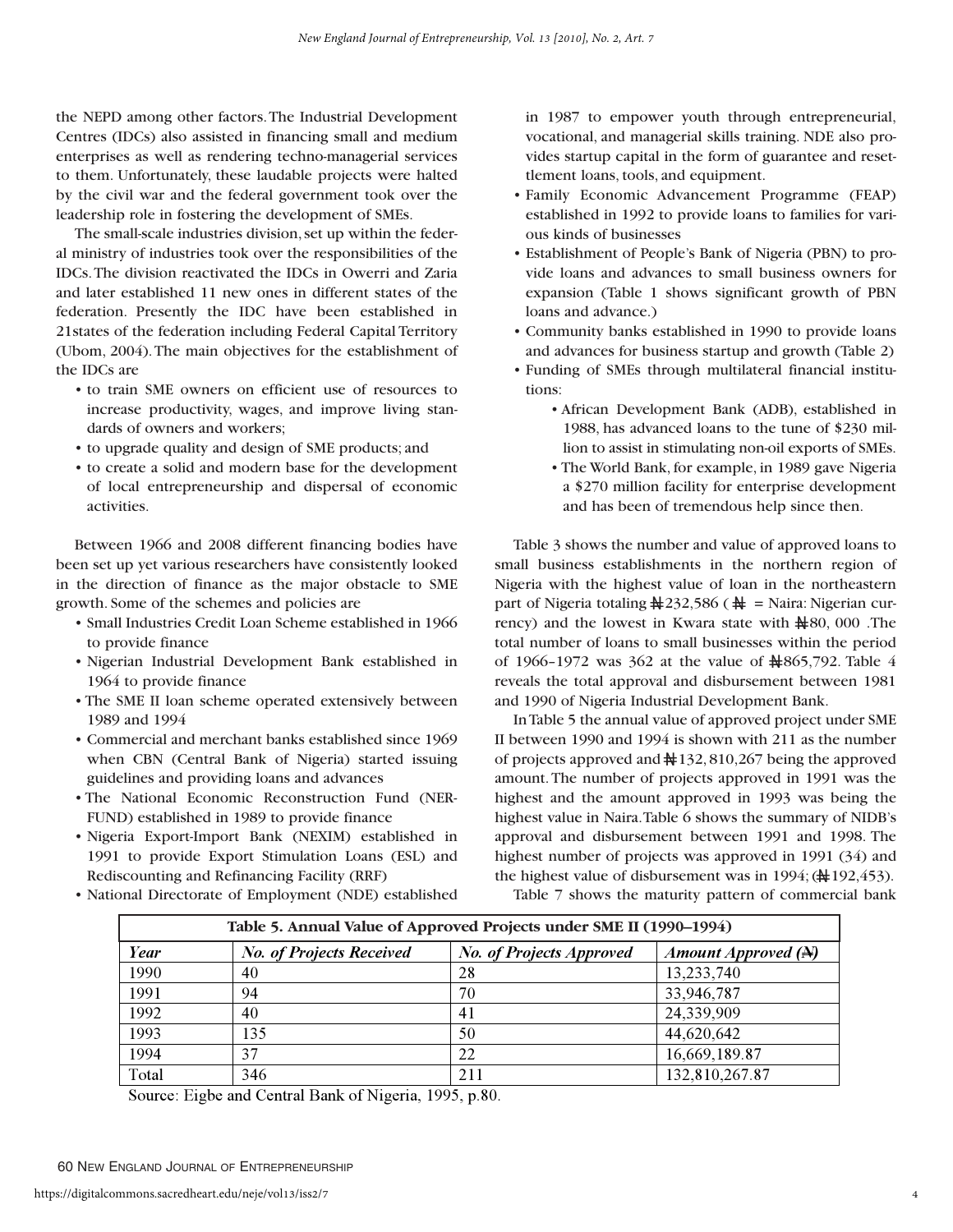the NEPD among other factors. The Industrial Development Centres (IDCs) also assisted in financing small and medium enterprises as well as rendering techno-managerial services to them. Unfortunately, these laudable projects were halted by the civil war and the federal government took over the leadership role in fostering the development of SMEs.

The small-scale industries division, set up within the federal ministry of industries took over the responsibilities of the IDCs. The division reactivated the IDCs in Owerri and Zaria and later established 11 new ones in different states of the federation. Presently the IDC have been established in 21states of the federation including Federal Capital Territory (Ubom, 2004). The main objectives for the establishment of the IDCs are

- to train SME owners on efficient use of resources to increase productivity, wages, and improve living standards of owners and workers;
- to upgrade quality and design of SME products; and
- to create a solid and modern base for the development of local entrepreneurship and dispersal of economic activities.

Between 1966 and 2008 different financing bodies have been set up yet various researchers have consistently looked in the direction of finance as the major obstacle to SME growth. Some of the schemes and policies are

- Small Industries Credit Loan Scheme established in 1966 to provide finance
- Nigerian Industrial Development Bank established in 1964 to provide finance
- The SME II loan scheme operated extensively between 1989 and 1994
- Commercial and merchant banks established since 1969 when CBN (Central Bank of Nigeria) started issuing guidelines and providing loans and advances
- The National Economic Reconstruction Fund (NERFUND) established in 1989 to provide finance
- Nigeria Export-Import Bank (NEXIM) established in 1991 to provide Export Stimulation Loans (ESL) and Rediscounting and Refinancing Facility (RRF)
- National Directorate of Employment (NDE) established in 1987 to empower youth through entrepreneurial, vocational, and managerial skills training. NDE also provides startup capital in the form of guarantee and resettlement loans, tools, and equipment.
- Family Economic Advancement Programme (FEAP) established in 1992 to provide loans to families for various kinds of businesses
- Establishment of People's Bank of Nigeria (PBN) to provide loans and advances to small business owners for expansion (Table 1 shows significant growth of PBN loans and advance.)
- Community banks established in 1990 to provide loans and advances for business startup and growth (Table 2)
- Funding of SMEs through multilateral financial institutions:
  - African Development Bank (ADB), established in 1988, has advanced loans to the tune of $230 million to assist in stimulating non-oil exports of SMEs.
  - The World Bank, for example, in 1989 gave Nigeria a $270 million facility for enterprise development and has been of tremendous help since then.

Table 3 shows the number and value of approved loans to small business establishments in the northern region of Nigeria with the highest value of loan in the northeastern part of Nigeria totaling ₦232,586 (₦ = Naira: Nigerian currency) and the lowest in Kwara state with ₦80, 000 .The total number of loans to small businesses within the period of 1966–1972 was 362 at the value of ₦865,792. Table 4 reveals the total approval and disbursement between 1981 and 1990 of Nigeria Industrial Development Bank.

In Table 5 the annual value of approved project under SME II between 1990 and 1994 is shown with 211 as the number of projects approved and ₦132, 810,267 being the approved amount. The number of projects approved in 1991 was the highest and the amount approved in 1993 was being the highest value in Naira. Table 6 shows the summary of NIDB's approval and disbursement between 1991 and 1998. The highest number of projects was approved in 1991 (34) and the highest value of disbursement was in 1994; (₦192,453).

Table 7 shows the maturity pattern of commercial bank

**Table 5. Annual Value of Approved Projects under SME II (1990–1994)**

| *Year* | *No. of Projects Received* | *No. of Projects Approved* | *Amount Approved (₦)* |
|---|---|---|---|
| 1990 | 40 | 28 | 13,233,740 |
| 1991 | 94 | 70 | 33,946,787 |
| 1992 | 40 | 41 | 24,339,909 |
| 1993 | 135 | 50 | 44,620,642 |
| 1994 | 37 | 22 | 16,669,189.87 |
| Total | 346 | 211 | 132,810,267.87 |

Source: Eigbe and Central Bank of Nigeria, 1995, p.80.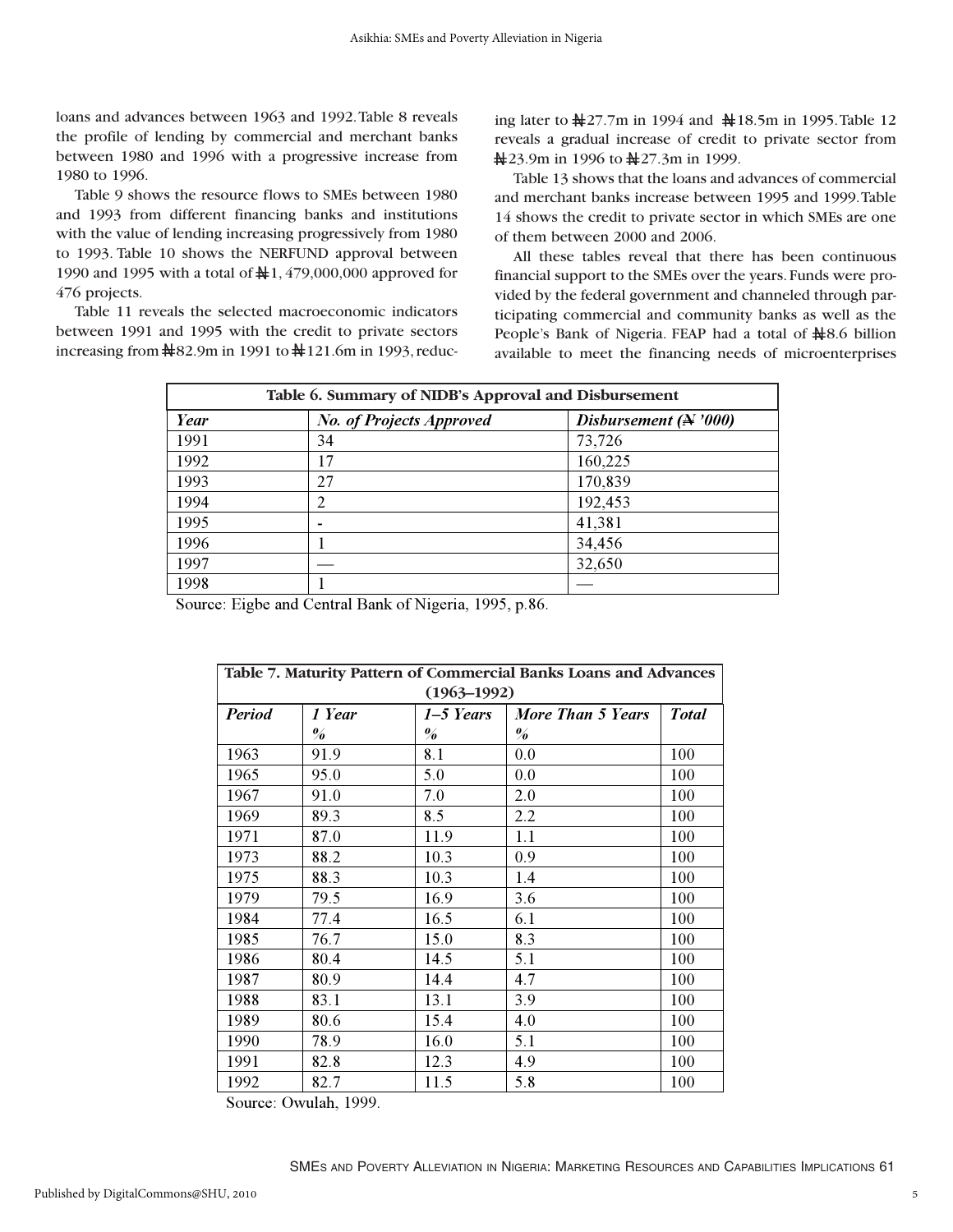loans and advances between 1963 and 1992. Table 8 reveals the profile of lending by commercial and merchant banks between 1980 and 1996 with a progressive increase from 1980 to 1996.

Table 9 shows the resource flows to SMEs between 1980 and 1993 from different financing banks and institutions with the value of lending increasing progressively from 1980 to 1993. Table 10 shows the NERFUND approval between 1990 and 1995 with a total of ₦1, 479,000,000 approved for 476 projects.

Table 11 reveals the selected macroeconomic indicators between 1991 and 1995 with the credit to private sectors increasing from ₦82.9m in 1991 to ₦121.6m in 1993, reducing later to ₦27.7m in 1994 and ₦18.5m in 1995. Table 12 reveals a gradual increase of credit to private sector from ₦23.9m in 1996 to ₦27.3m in 1999.

Table 13 shows that the loans and advances of commercial and merchant banks increase between 1995 and 1999. Table 14 shows the credit to private sector in which SMEs are one of them between 2000 and 2006.

All these tables reveal that there has been continuous financial support to the SMEs over the years. Funds were provided by the federal government and channeled through participating commercial and community banks as well as the People's Bank of Nigeria. FEAP had a total of ₦8.6 billion available to meet the financing needs of microenterprises

**Table 6. Summary of NIDB's Approval and Disbursement**

| *Year* | *No. of Projects Approved* | *Disbursement (₦ '000)* |
|---|---|---|
| 1991 | 34 | 73,726 |
| 1992 | 17 | 160,225 |
| 1993 | 27 | 170,839 |
| 1994 | 2 | 192,453 |
| 1995 | - | 41,381 |
| 1996 | 1 | 34,456 |
| 1997 | — | 32,650 |
| 1998 | 1 | — |

Source: Eigbe and Central Bank of Nigeria, 1995, p.86.

**Table 7. Maturity Pattern of Commercial Banks Loans and Advances (1963–1992)**

| *Period* | *1 Year %* | *1–5 Years %* | *More Than 5 Years %* | *Total* |
|---|---|---|---|---|
| 1963 | 91.9 | 8.1 | 0.0 | 100 |
| 1965 | 95.0 | 5.0 | 0.0 | 100 |
| 1967 | 91.0 | 7.0 | 2.0 | 100 |
| 1969 | 89.3 | 8.5 | 2.2 | 100 |
| 1971 | 87.0 | 11.9 | 1.1 | 100 |
| 1973 | 88.2 | 10.3 | 0.9 | 100 |
| 1975 | 88.3 | 10.3 | 1.4 | 100 |
| 1979 | 79.5 | 16.9 | 3.6 | 100 |
| 1984 | 77.4 | 16.5 | 6.1 | 100 |
| 1985 | 76.7 | 15.0 | 8.3 | 100 |
| 1986 | 80.4 | 14.5 | 5.1 | 100 |
| 1987 | 80.9 | 14.4 | 4.7 | 100 |
| 1988 | 83.1 | 13.1 | 3.9 | 100 |
| 1989 | 80.6 | 15.4 | 4.0 | 100 |
| 1990 | 78.9 | 16.0 | 5.1 | 100 |
| 1991 | 82.8 | 12.3 | 4.9 | 100 |
| 1992 | 82.7 | 11.5 | 5.8 | 100 |

Source: Owulah, 1999.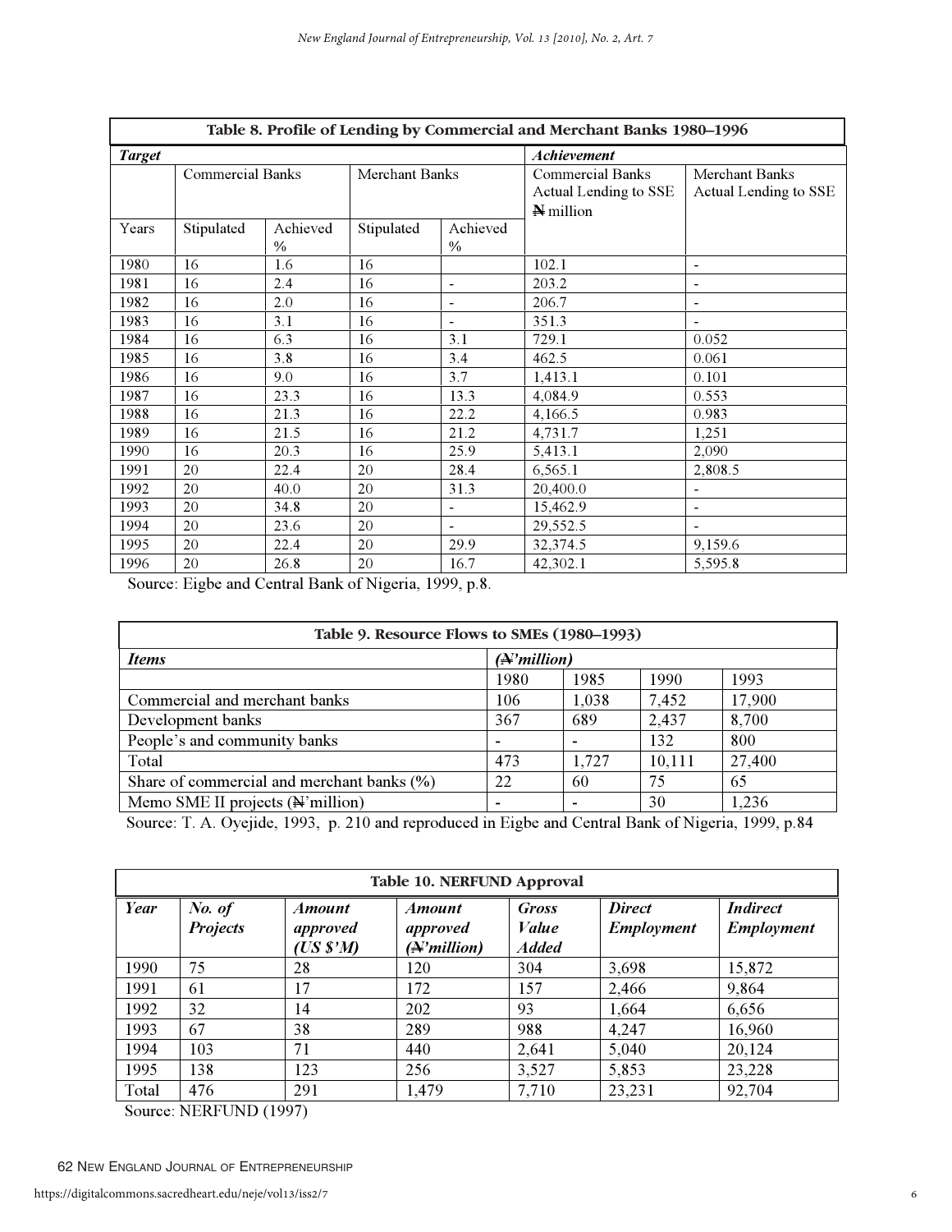| Table 8. Profile of Lending by Commercial and Merchant Banks 1980–1996 | | | | | | |
|---|---|---|---|---|---|---|
| ***Target*** | | | | | ***Achievement*** | |
| | Commercial Banks | | Merchant Banks | | Commercial Banks Actual Lending to SSE ₦ million | Merchant Banks Actual Lending to SSE |
| Years | Stipulated | Achieved % | Stipulated | Achieved % | | |
| 1980 | 16 | 1.6 | 16 | | 102.1 | - |
| 1981 | 16 | 2.4 | 16 | - | 203.2 | - |
| 1982 | 16 | 2.0 | 16 | - | 206.7 | - |
| 1983 | 16 | 3.1 | 16 | - | 351.3 | - |
| 1984 | 16 | 6.3 | 16 | 3.1 | 729.1 | 0.052 |
| 1985 | 16 | 3.8 | 16 | 3.4 | 462.5 | 0.061 |
| 1986 | 16 | 9.0 | 16 | 3.7 | 1,413.1 | 0.101 |
| 1987 | 16 | 23.3 | 16 | 13.3 | 4,084.9 | 0.553 |
| 1988 | 16 | 21.3 | 16 | 22.2 | 4,166.5 | 0.983 |
| 1989 | 16 | 21.5 | 16 | 21.2 | 4,731.7 | 1,251 |
| 1990 | 16 | 20.3 | 16 | 25.9 | 5,413.1 | 2,090 |
| 1991 | 20 | 22.4 | 20 | 28.4 | 6,565.1 | 2,808.5 |
| 1992 | 20 | 40.0 | 20 | 31.3 | 20,400.0 | - |
| 1993 | 20 | 34.8 | 20 | - | 15,462.9 | - |
| 1994 | 20 | 23.6 | 20 | - | 29,552.5 | - |
| 1995 | 20 | 22.4 | 20 | 29.9 | 32,374.5 | 9,159.6 |
| 1996 | 20 | 26.8 | 20 | 16.7 | 42,302.1 | 5,595.8 |

Source: Eigbe and Central Bank of Nigeria, 1999, p.8.

| Table 9. Resource Flows to SMEs (1980–1993) | | | | |
|---|---|---|---|---|
| ***Items*** | ***(₦'million)*** | | | |
| | 1980 | 1985 | 1990 | 1993 |
| Commercial and merchant banks | 106 | 1,038 | 7,452 | 17,900 |
| Development banks | 367 | 689 | 2,437 | 8,700 |
| People's and community banks | - | - | 132 | 800 |
| Total | 473 | 1,727 | 10,111 | 27,400 |
| Share of commercial and merchant banks (%) | 22 | 60 | 75 | 65 |
| Memo SME II projects (₦'million) | - | - | 30 | 1,236 |

Source: T. A. Oyejide, 1993, p. 210 and reproduced in Eigbe and Central Bank of Nigeria, 1999, p.84

| Table 10. NERFUND Approval | | | | | | |
|---|---|---|---|---|---|---|
| ***Year*** | ***No. of Projects*** | ***Amount approved (US $'M)*** | ***Amount approved (₦'million)*** | ***Gross Value Added*** | ***Direct Employment*** | ***Indirect Employment*** |
| 1990 | 75 | 28 | 120 | 304 | 3,698 | 15,872 |
| 1991 | 61 | 17 | 172 | 157 | 2,466 | 9,864 |
| 1992 | 32 | 14 | 202 | 93 | 1,664 | 6,656 |
| 1993 | 67 | 38 | 289 | 988 | 4,247 | 16,960 |
| 1994 | 103 | 71 | 440 | 2,641 | 5,040 | 20,124 |
| 1995 | 138 | 123 | 256 | 3,527 | 5,853 | 23,228 |
| Total | 476 | 291 | 1,479 | 7,710 | 23,231 | 92,704 |

Source: NERFUND (1997)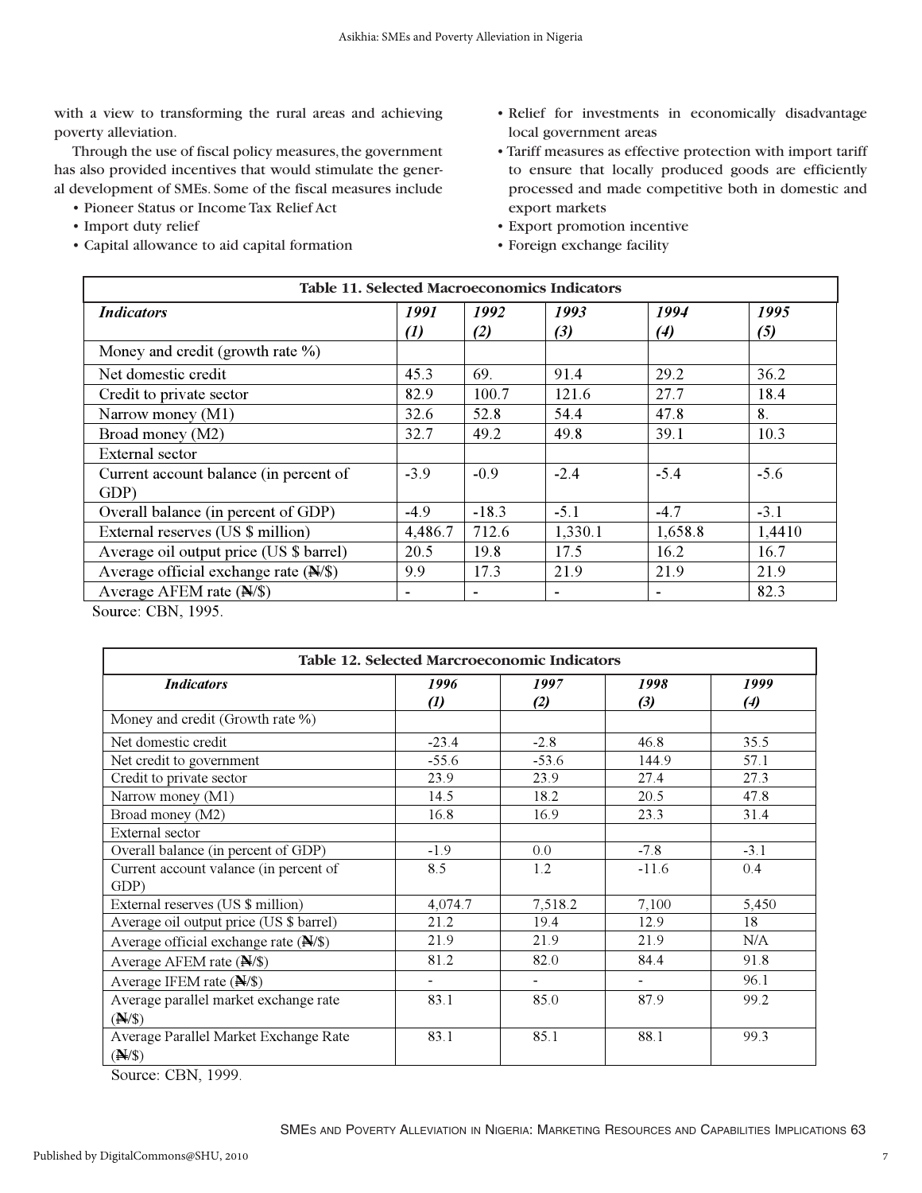with a view to transforming the rural areas and achieving poverty alleviation.

Through the use of fiscal policy measures, the government has also provided incentives that would stimulate the general development of SMEs. Some of the fiscal measures include

- Pioneer Status or Income Tax Relief Act
- Import duty relief
- Capital allowance to aid capital formation
- Relief for investments in economically disadvantage local government areas
- Tariff measures as effective protection with import tariff to ensure that locally produced goods are efficiently processed and made competitive both in domestic and export markets
- Export promotion incentive
- Foreign exchange facility

**Table 11. Selected Macroeconomics Indicators**

| *Indicators* | *1991 (1)* | *1992 (2)* | *1993 (3)* | *1994 (4)* | *1995 (5)* |
|---|---|---|---|---|---|
| Money and credit (growth rate %) | | | | | |
| Net domestic credit | 45.3 | 69. | 91.4 | 29.2 | 36.2 |
| Credit to private sector | 82.9 | 100.7 | 121.6 | 27.7 | 18.4 |
| Narrow money (M1) | 32.6 | 52.8 | 54.4 | 47.8 | 8. |
| Broad money (M2) | 32.7 | 49.2 | 49.8 | 39.1 | 10.3 |
| External sector | | | | | |
| Current account balance (in percent of GDP) | -3.9 | -0.9 | -2.4 | -5.4 | -5.6 |
| Overall balance (in percent of GDP) | -4.9 | -18.3 | -5.1 | -4.7 | -3.1 |
| External reserves (US $ million) | 4,486.7 | 712.6 | 1,330.1 | 1,658.8 | 1,4410 |
| Average oil output price (US $ barrel) | 20.5 | 19.8 | 17.5 | 16.2 | 16.7 |
| Average official exchange rate (₦/$) | 9.9 | 17.3 | 21.9 | 21.9 | 21.9 |
| Average AFEM rate (₦/$) | - | - | - | - | 82.3 |

Source: CBN, 1995.

**Table 12. Selected Marcroeconomic Indicators**

| *Indicators* | *1996 (1)* | *1997 (2)* | *1998 (3)* | *1999 (4)* |
|---|---|---|---|---|
| Money and credit (Growth rate %) | | | | |
| Net domestic credit | -23.4 | -2.8 | 46.8 | 35.5 |
| Net credit to government | -55.6 | -53.6 | 144.9 | 57.1 |
| Credit to private sector | 23.9 | 23.9 | 27.4 | 27.3 |
| Narrow money (M1) | 14.5 | 18.2 | 20.5 | 47.8 |
| Broad money (M2) | 16.8 | 16.9 | 23.3 | 31.4 |
| External sector | | | | |
| Overall balance (in percent of GDP) | -1.9 | 0.0 | -7.8 | -3.1 |
| Current account valance (in percent of GDP) | 8.5 | 1.2 | -11.6 | 0.4 |
| External reserves (US $ million) | 4,074.7 | 7,518.2 | 7,100 | 5,450 |
| Average oil output price (US $ barrel) | 21.2 | 19.4 | 12.9 | 18 |
| Average official exchange rate (₦/$) | 21.9 | 21.9 | 21.9 | N/A |
| Average AFEM rate (₦/$) | 81.2 | 82.0 | 84.4 | 91.8 |
| Average IFEM rate (₦/$) | - | - | - | 96.1 |
| Average parallel market exchange rate (₦/$) | 83.1 | 85.0 | 87.9 | 99.2 |
| Average Parallel Market Exchange Rate (₦/$) | 83.1 | 85.1 | 88.1 | 99.3 |

Source: CBN, 1999.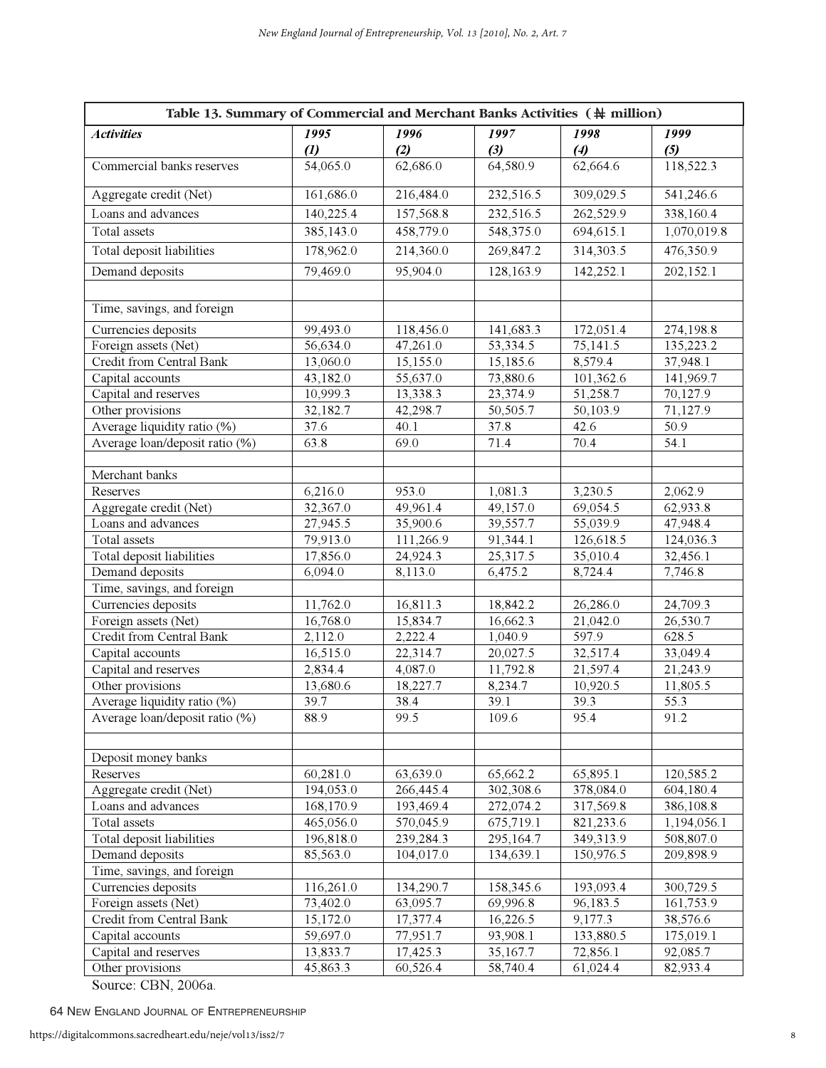| Table 13. Summary of Commercial and Merchant Banks Activities (₦ million) | | | | | |
|---|---|---|---|---|---|
| ***Activities*** | ***1995 (1)*** | ***1996 (2)*** | ***1997 (3)*** | ***1998 (4)*** | ***1999 (5)*** |
| Commercial banks reserves | 54,065.0 | 62,686.0 | 64,580.9 | 62,664.6 | 118,522.3 |
| Aggregate credit (Net) | 161,686.0 | 216,484.0 | 232,516.5 | 309,029.5 | 541,246.6 |
| Loans and advances | 140,225.4 | 157,568.8 | 232,516.5 | 262,529.9 | 338,160.4 |
| Total assets | 385,143.0 | 458,779.0 | 548,375.0 | 694,615.1 | 1,070,019.8 |
| Total deposit liabilities | 178,962.0 | 214,360.0 | 269,847.2 | 314,303.5 | 476,350.9 |
| Demand deposits | 79,469.0 | 95,904.0 | 128,163.9 | 142,252.1 | 202,152.1 |
| | | | | | |
| Time, savings, and foreign | | | | | |
| Currencies deposits | 99,493.0 | 118,456.0 | 141,683.3 | 172,051.4 | 274,198.8 |
| Foreign assets (Net) | 56,634.0 | 47,261.0 | 53,334.5 | 75,141.5 | 135,223.2 |
| Credit from Central Bank | 13,060.0 | 15,155.0 | 15,185.6 | 8,579.4 | 37,948.1 |
| Capital accounts | 43,182.0 | 55,637.0 | 73,880.6 | 101,362.6 | 141,969.7 |
| Capital and reserves | 10,999.3 | 13,338.3 | 23,374.9 | 51,258.7 | 70,127.9 |
| Other provisions | 32,182.7 | 42,298.7 | 50,505.7 | 50,103.9 | 71,127.9 |
| Average liquidity ratio (%) | 37.6 | 40.1 | 37.8 | 42.6 | 50.9 |
| Average loan/deposit ratio (%) | 63.8 | 69.0 | 71.4 | 70.4 | 54.1 |
| | | | | | |
| Merchant banks | | | | | |
| Reserves | 6,216.0 | 953.0 | 1,081.3 | 3,230.5 | 2,062.9 |
| Aggregate credit (Net) | 32,367.0 | 49,961.4 | 49,157.0 | 69,054.5 | 62,933.8 |
| Loans and advances | 27,945.5 | 35,900.6 | 39,557.7 | 55,039.9 | 47,948.4 |
| Total assets | 79,913.0 | 111,266.9 | 91,344.1 | 126,618.5 | 124,036.3 |
| Total deposit liabilities | 17,856.0 | 24,924.3 | 25,317.5 | 35,010.4 | 32,456.1 |
| Demand deposits | 6,094.0 | 8,113.0 | 6,475.2 | 8,724.4 | 7,746.8 |
| Time, savings, and foreign | | | | | |
| Currencies deposits | 11,762.0 | 16,811.3 | 18,842.2 | 26,286.0 | 24,709.3 |
| Foreign assets (Net) | 16,768.0 | 15,834.7 | 16,662.3 | 21,042.0 | 26,530.7 |
| Credit from Central Bank | 2,112.0 | 2,222.4 | 1,040.9 | 597.9 | 628.5 |
| Capital accounts | 16,515.0 | 22,314.7 | 20,027.5 | 32,517.4 | 33,049.4 |
| Capital and reserves | 2,834.4 | 4,087.0 | 11,792.8 | 21,597.4 | 21,243.9 |
| Other provisions | 13,680.6 | 18,227.7 | 8,234.7 | 10,920.5 | 11,805.5 |
| Average liquidity ratio (%) | 39.7 | 38.4 | 39.1 | 39.3 | 55.3 |
| Average loan/deposit ratio (%) | 88.9 | 99.5 | 109.6 | 95.4 | 91.2 |
| | | | | | |
| Deposit money banks | | | | | |
| Reserves | 60,281.0 | 63,639.0 | 65,662.2 | 65,895.1 | 120,585.2 |
| Aggregate credit (Net) | 194,053.0 | 266,445.4 | 302,308.6 | 378,084.0 | 604,180.4 |
| Loans and advances | 168,170.9 | 193,469.4 | 272,074.2 | 317,569.8 | 386,108.8 |
| Total assets | 465,056.0 | 570,045.9 | 675,719.1 | 821,233.6 | 1,194,056.1 |
| Total deposit liabilities | 196,818.0 | 239,284.3 | 295,164.7 | 349,313.9 | 508,807.0 |
| Demand deposits | 85,563.0 | 104,017.0 | 134,639.1 | 150,976.5 | 209,898.9 |
| Time, savings, and foreign | | | | | |
| Currencies deposits | 116,261.0 | 134,290.7 | 158,345.6 | 193,093.4 | 300,729.5 |
| Foreign assets (Net) | 73,402.0 | 63,095.7 | 69,996.8 | 96,183.5 | 161,753.9 |
| Credit from Central Bank | 15,172.0 | 17,377.4 | 16,226.5 | 9,177.3 | 38,576.6 |
| Capital accounts | 59,697.0 | 77,951.7 | 93,908.1 | 133,880.5 | 175,019.1 |
| Capital and reserves | 13,833.7 | 17,425.3 | 35,167.7 | 72,856.1 | 92,085.7 |
| Other provisions | 45,863.3 | 60,526.4 | 58,740.4 | 61,024.4 | 82,933.4 |

Source: CBN, 2006a.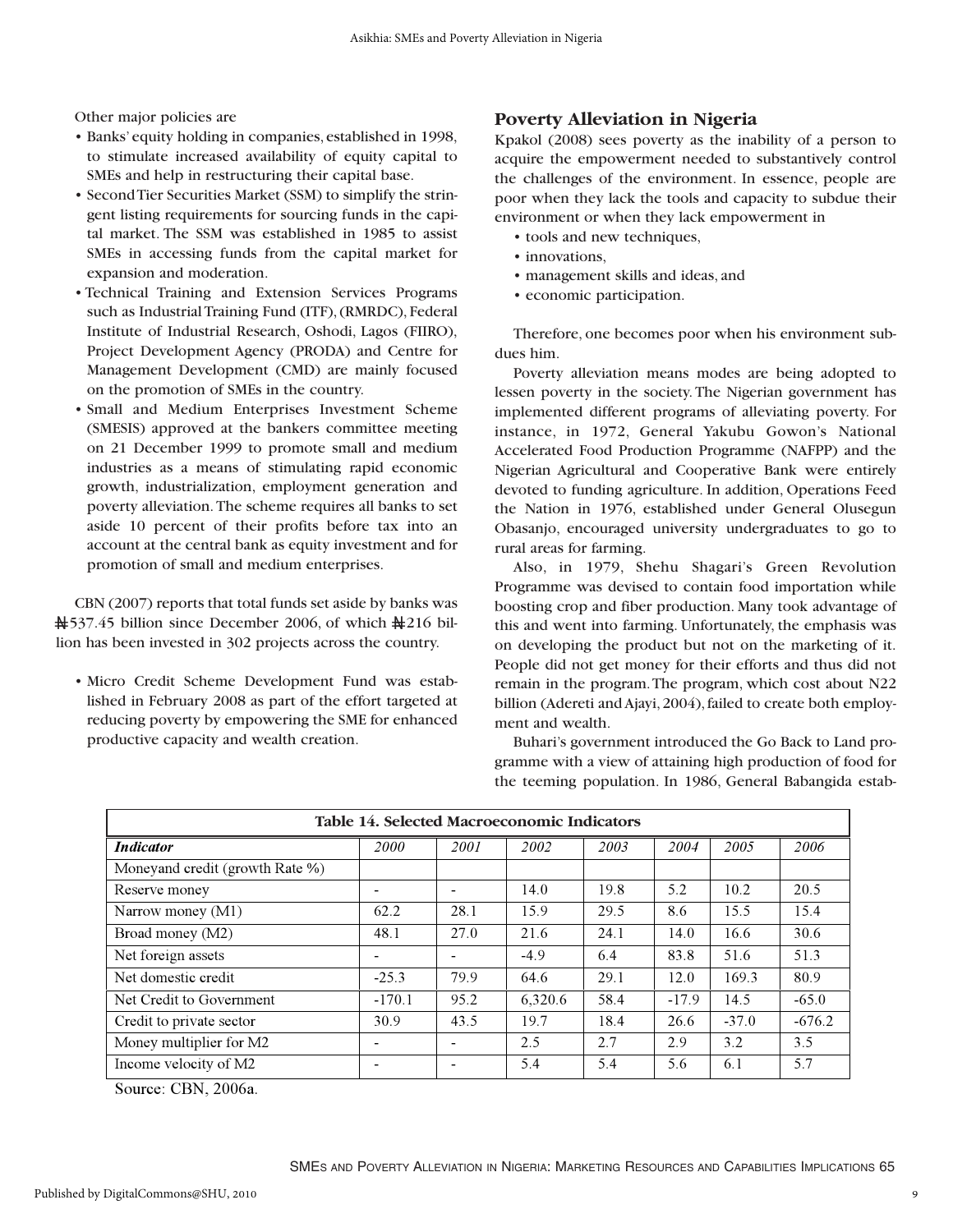Other major policies are

- Banks' equity holding in companies, established in 1998, to stimulate increased availability of equity capital to SMEs and help in restructuring their capital base.
- Second Tier Securities Market (SSM) to simplify the stringent listing requirements for sourcing funds in the capital market. The SSM was established in 1985 to assist SMEs in accessing funds from the capital market for expansion and moderation.
- Technical Training and Extension Services Programs such as Industrial Training Fund (ITF), (RMRDC), Federal Institute of Industrial Research, Oshodi, Lagos (FIIRO), Project Development Agency (PRODA) and Centre for Management Development (CMD) are mainly focused on the promotion of SMEs in the country.
- Small and Medium Enterprises Investment Scheme (SMESIS) approved at the bankers committee meeting on 21 December 1999 to promote small and medium industries as a means of stimulating rapid economic growth, industrialization, employment generation and poverty alleviation. The scheme requires all banks to set aside 10 percent of their profits before tax into an account at the central bank as equity investment and for promotion of small and medium enterprises.

CBN (2007) reports that total funds set aside by banks was ₦537.45 billion since December 2006, of which ₦216 billion has been invested in 302 projects across the country.

- Micro Credit Scheme Development Fund was established in February 2008 as part of the effort targeted at reducing poverty by empowering the SME for enhanced productive capacity and wealth creation.

## Poverty Alleviation in Nigeria

Kpakol (2008) sees poverty as the inability of a person to acquire the empowerment needed to substantively control the challenges of the environment. In essence, people are poor when they lack the tools and capacity to subdue their environment or when they lack empowerment in

- tools and new techniques,
- innovations,
- management skills and ideas, and
- economic participation.

Therefore, one becomes poor when his environment subdues him.

Poverty alleviation means modes are being adopted to lessen poverty in the society. The Nigerian government has implemented different programs of alleviating poverty. For instance, in 1972, General Yakubu Gowon's National Accelerated Food Production Programme (NAFPP) and the Nigerian Agricultural and Cooperative Bank were entirely devoted to funding agriculture. In addition, Operations Feed the Nation in 1976, established under General Olusegun Obasanjo, encouraged university undergraduates to go to rural areas for farming.

Also, in 1979, Shehu Shagari's Green Revolution Programme was devised to contain food importation while boosting crop and fiber production. Many took advantage of this and went into farming. Unfortunately, the emphasis was on developing the product but not on the marketing of it. People did not get money for their efforts and thus did not remain in the program. The program, which cost about N22 billion (Adereti and Ajayi, 2004), failed to create both employment and wealth.

Buhari's government introduced the Go Back to Land programme with a view of attaining high production of food for the teeming population. In 1986, General Babangida estab-

**Table 14. Selected Macroeconomic Indicators**

| *Indicator* | *2000* | *2001* | *2002* | *2003* | *2004* | *2005* | *2006* |
|---|---|---|---|---|---|---|---|
| Moneyand credit (growth Rate %) | | | | | | | |
| Reserve money | - | - | 14.0 | 19.8 | 5.2 | 10.2 | 20.5 |
| Narrow money (M1) | 62.2 | 28.1 | 15.9 | 29.5 | 8.6 | 15.5 | 15.4 |
| Broad money (M2) | 48.1 | 27.0 | 21.6 | 24.1 | 14.0 | 16.6 | 30.6 |
| Net foreign assets | - | - | -4.9 | 6.4 | 83.8 | 51.6 | 51.3 |
| Net domestic credit | -25.3 | 79.9 | 64.6 | 29.1 | 12.0 | 169.3 | 80.9 |
| Net Credit to Government | -170.1 | 95.2 | 6,320.6 | 58.4 | -17.9 | 14.5 | -65.0 |
| Credit to private sector | 30.9 | 43.5 | 19.7 | 18.4 | 26.6 | -37.0 | -676.2 |
| Money multiplier for M2 | - | - | 2.5 | 2.7 | 2.9 | 3.2 | 3.5 |
| Income velocity of M2 | - | - | 5.4 | 5.4 | 5.6 | 6.1 | 5.7 |

Source: CBN, 2006a.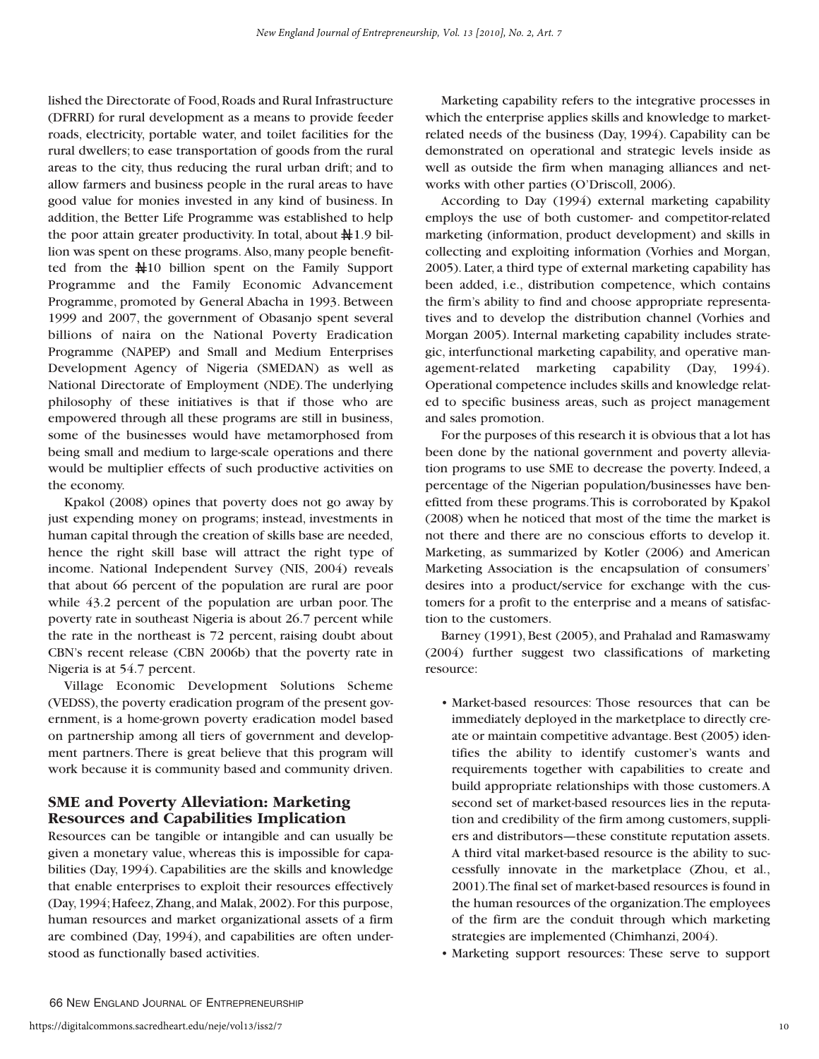lished the Directorate of Food, Roads and Rural Infrastructure (DFRRI) for rural development as a means to provide feeder roads, electricity, portable water, and toilet facilities for the rural dwellers; to ease transportation of goods from the rural areas to the city, thus reducing the rural urban drift; and to allow farmers and business people in the rural areas to have good value for monies invested in any kind of business. In addition, the Better Life Programme was established to help the poor attain greater productivity. In total, about ₦1.9 billion was spent on these programs. Also, many people benefitted from the ₦10 billion spent on the Family Support Programme and the Family Economic Advancement Programme, promoted by General Abacha in 1993. Between 1999 and 2007, the government of Obasanjo spent several billions of naira on the National Poverty Eradication Programme (NAPEP) and Small and Medium Enterprises Development Agency of Nigeria (SMEDAN) as well as National Directorate of Employment (NDE). The underlying philosophy of these initiatives is that if those who are empowered through all these programs are still in business, some of the businesses would have metamorphosed from being small and medium to large-scale operations and there would be multiplier effects of such productive activities on the economy.

Kpakol (2008) opines that poverty does not go away by just expending money on programs; instead, investments in human capital through the creation of skills base are needed, hence the right skill base will attract the right type of income. National Independent Survey (NIS, 2004) reveals that about 66 percent of the population are rural are poor while 43.2 percent of the population are urban poor. The poverty rate in southeast Nigeria is about 26.7 percent while the rate in the northeast is 72 percent, raising doubt about CBN's recent release (CBN 2006b) that the poverty rate in Nigeria is at 54.7 percent.

Village Economic Development Solutions Scheme (VEDSS), the poverty eradication program of the present government, is a home-grown poverty eradication model based on partnership among all tiers of government and development partners. There is great believe that this program will work because it is community based and community driven.

## SME and Poverty Alleviation: Marketing Resources and Capabilities Implication

Resources can be tangible or intangible and can usually be given a monetary value, whereas this is impossible for capabilities (Day, 1994). Capabilities are the skills and knowledge that enable enterprises to exploit their resources effectively (Day, 1994; Hafeez, Zhang, and Malak, 2002). For this purpose, human resources and market organizational assets of a firm are combined (Day, 1994), and capabilities are often understood as functionally based activities.

Marketing capability refers to the integrative processes in which the enterprise applies skills and knowledge to market-related needs of the business (Day, 1994). Capability can be demonstrated on operational and strategic levels inside as well as outside the firm when managing alliances and networks with other parties (O'Driscoll, 2006).

According to Day (1994) external marketing capability employs the use of both customer- and competitor-related marketing (information, product development) and skills in collecting and exploiting information (Vorhies and Morgan, 2005). Later, a third type of external marketing capability has been added, i.e., distribution competence, which contains the firm's ability to find and choose appropriate representatives and to develop the distribution channel (Vorhies and Morgan 2005). Internal marketing capability includes strategic, interfunctional marketing capability, and operative management-related marketing capability (Day, 1994). Operational competence includes skills and knowledge related to specific business areas, such as project management and sales promotion.

For the purposes of this research it is obvious that a lot has been done by the national government and poverty alleviation programs to use SME to decrease the poverty. Indeed, a percentage of the Nigerian population/businesses have benefitted from these programs. This is corroborated by Kpakol (2008) when he noticed that most of the time the market is not there and there are no conscious efforts to develop it. Marketing, as summarized by Kotler (2006) and American Marketing Association is the encapsulation of consumers' desires into a product/service for exchange with the customers for a profit to the enterprise and a means of satisfaction to the customers.

Barney (1991), Best (2005), and Prahalad and Ramaswamy (2004) further suggest two classifications of marketing resource:

- Market-based resources: Those resources that can be immediately deployed in the marketplace to directly create or maintain competitive advantage. Best (2005) identifies the ability to identify customer's wants and requirements together with capabilities to create and build appropriate relationships with those customers. A second set of market-based resources lies in the reputation and credibility of the firm among customers, suppliers and distributors—these constitute reputation assets. A third vital market-based resource is the ability to successfully innovate in the marketplace (Zhou, et al., 2001). The final set of market-based resources is found in the human resources of the organization. The employees of the firm are the conduit through which marketing strategies are implemented (Chimhanzi, 2004).
- Marketing support resources: These serve to support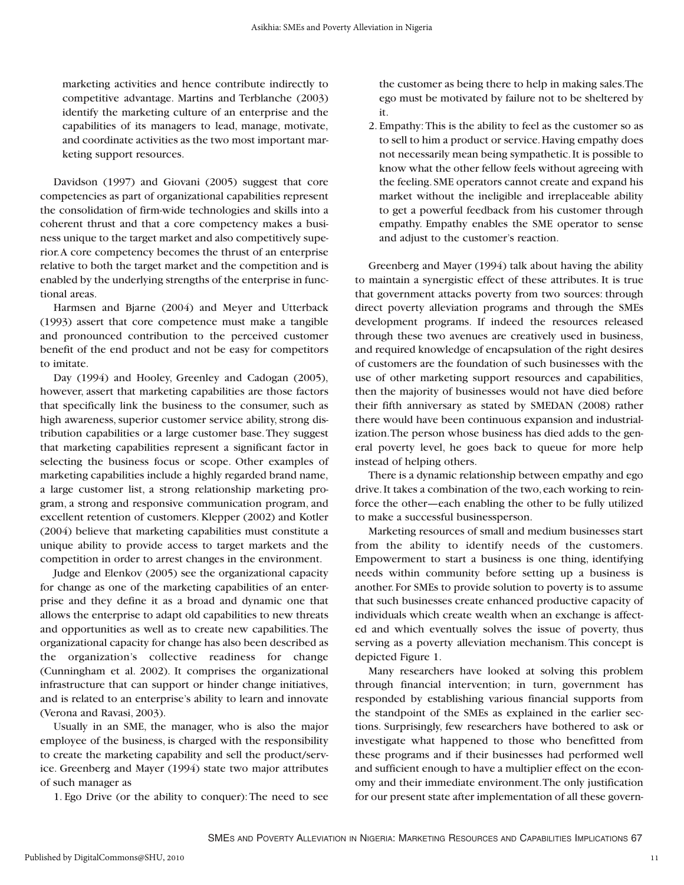marketing activities and hence contribute indirectly to competitive advantage. Martins and Terblanche (2003) identify the marketing culture of an enterprise and the capabilities of its managers to lead, manage, motivate, and coordinate activities as the two most important marketing support resources.

Davidson (1997) and Giovani (2005) suggest that core competencies as part of organizational capabilities represent the consolidation of firm-wide technologies and skills into a coherent thrust and that a core competency makes a business unique to the target market and also competitively superior. A core competency becomes the thrust of an enterprise relative to both the target market and the competition and is enabled by the underlying strengths of the enterprise in functional areas.

Harmsen and Bjarne (2004) and Meyer and Utterback (1993) assert that core competence must make a tangible and pronounced contribution to the perceived customer benefit of the end product and not be easy for competitors to imitate.

Day (1994) and Hooley, Greenley and Cadogan (2005), however, assert that marketing capabilities are those factors that specifically link the business to the consumer, such as high awareness, superior customer service ability, strong distribution capabilities or a large customer base. They suggest that marketing capabilities represent a significant factor in selecting the business focus or scope. Other examples of marketing capabilities include a highly regarded brand name, a large customer list, a strong relationship marketing program, a strong and responsive communication program, and excellent retention of customers. Klepper (2002) and Kotler (2004) believe that marketing capabilities must constitute a unique ability to provide access to target markets and the competition in order to arrest changes in the environment.

Judge and Elenkov (2005) see the organizational capacity for change as one of the marketing capabilities of an enterprise and they define it as a broad and dynamic one that allows the enterprise to adapt old capabilities to new threats and opportunities as well as to create new capabilities. The organizational capacity for change has also been described as the organization's collective readiness for change (Cunningham et al. 2002). It comprises the organizational infrastructure that can support or hinder change initiatives, and is related to an enterprise's ability to learn and innovate (Verona and Ravasi, 2003).

Usually in an SME, the manager, who is also the major employee of the business, is charged with the responsibility to create the marketing capability and sell the product/service. Greenberg and Mayer (1994) state two major attributes of such manager as

1. Ego Drive (or the ability to conquer): The need to see the customer as being there to help in making sales. The ego must be motivated by failure not to be sheltered by it.
2. Empathy: This is the ability to feel as the customer so as to sell to him a product or service. Having empathy does not necessarily mean being sympathetic. It is possible to know what the other fellow feels without agreeing with the feeling. SME operators cannot create and expand his market without the ineligible and irreplaceable ability to get a powerful feedback from his customer through empathy. Empathy enables the SME operator to sense and adjust to the customer's reaction.

Greenberg and Mayer (1994) talk about having the ability to maintain a synergistic effect of these attributes. It is true that government attacks poverty from two sources: through direct poverty alleviation programs and through the SMEs development programs. If indeed the resources released through these two avenues are creatively used in business, and required knowledge of encapsulation of the right desires of customers are the foundation of such businesses with the use of other marketing support resources and capabilities, then the majority of businesses would not have died before their fifth anniversary as stated by SMEDAN (2008) rather there would have been continuous expansion and industrialization. The person whose business has died adds to the general poverty level, he goes back to queue for more help instead of helping others.

There is a dynamic relationship between empathy and ego drive. It takes a combination of the two, each working to reinforce the other—each enabling the other to be fully utilized to make a successful businessperson.

Marketing resources of small and medium businesses start from the ability to identify needs of the customers. Empowerment to start a business is one thing, identifying needs within community before setting up a business is another. For SMEs to provide solution to poverty is to assume that such businesses create enhanced productive capacity of individuals which create wealth when an exchange is affected and which eventually solves the issue of poverty, thus serving as a poverty alleviation mechanism. This concept is depicted Figure 1.

Many researchers have looked at solving this problem through financial intervention; in turn, government has responded by establishing various financial supports from the standpoint of the SMEs as explained in the earlier sections. Surprisingly, few researchers have bothered to ask or investigate what happened to those who benefitted from these programs and if their businesses had performed well and sufficient enough to have a multiplier effect on the economy and their immediate environment. The only justification for our present state after implementation of all these govern-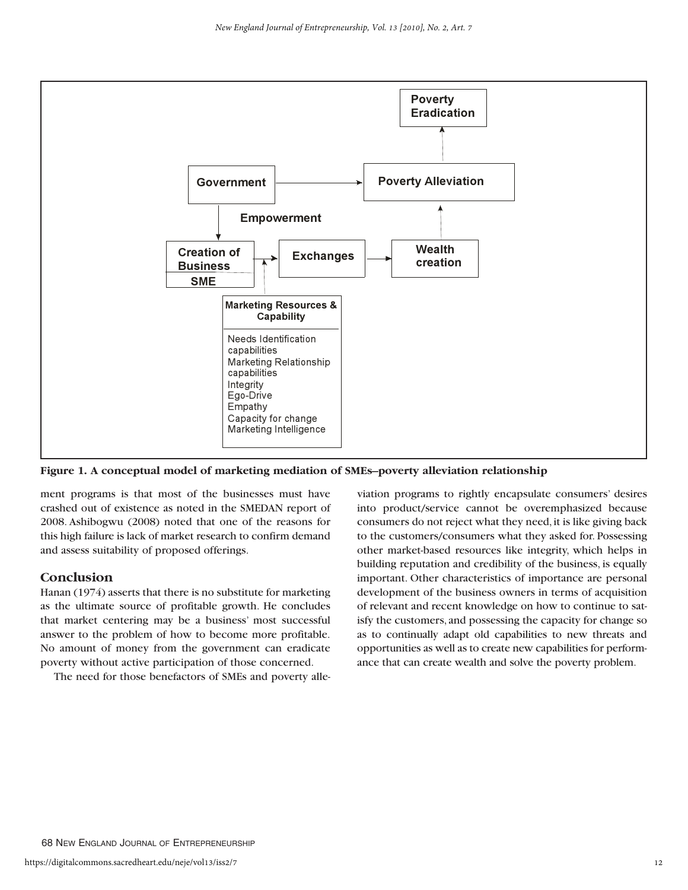**Figure 1. A conceptual model of marketing mediation of SMEs–poverty alleviation relationship**

ment programs is that most of the businesses must have crashed out of existence as noted in the SMEDAN report of 2008. Ashibogwu (2008) noted that one of the reasons for this high failure is lack of market research to confirm demand and assess suitability of proposed offerings.

## Conclusion

Hanan (1974) asserts that there is no substitute for marketing as the ultimate source of profitable growth. He concludes that market centering may be a business' most successful answer to the problem of how to become more profitable. No amount of money from the government can eradicate poverty without active participation of those concerned.

The need for those benefactors of SMEs and poverty alleviation programs to rightly encapsulate consumers' desires into product/service cannot be overemphasized because consumers do not reject what they need, it is like giving back to the customers/consumers what they asked for. Possessing other market-based resources like integrity, which helps in building reputation and credibility of the business, is equally important. Other characteristics of importance are personal development of the business owners in terms of acquisition of relevant and recent knowledge on how to continue to satisfy the customers, and possessing the capacity for change so as to continually adapt old capabilities to new threats and opportunities as well as to create new capabilities for performance that can create wealth and solve the poverty problem.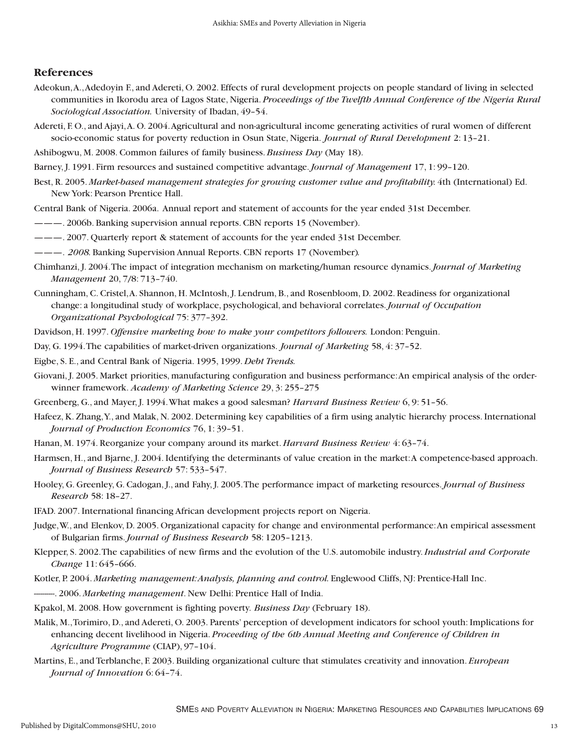## References

Adeokun, A., Adedoyin F., and Adereti, O. 2002. Effects of rural development projects on people standard of living in selected communities in Ikorodu area of Lagos State, Nigeria. *Proceedings of the Twelfth Annual Conference of the Nigeria Rural Sociological Association.* University of Ibadan, 49–54.

Adereti, F. O., and Ajayi, A. O. 2004. Agricultural and non-agricultural income generating activities of rural women of different socio-economic status for poverty reduction in Osun State, Nigeria. *Journal of Rural Development* 2: 13–21.

Ashibogwu, M. 2008. Common failures of family business. *Business Day* (May 18).

Barney, J. 1991. Firm resources and sustained competitive advantage. *Journal of Management* 17, 1: 99–120.

Best, R. 2005. *Market-based management strategies for growing customer value and profitability.* 4th (International) Ed. New York: Pearson Prentice Hall.

Central Bank of Nigeria. 2006a. Annual report and statement of accounts for the year ended 31st December.

———. 2006b. Banking supervision annual reports. CBN reports 15 (November).

———. 2007. Quarterly report & statement of accounts for the year ended 31st December.

———. *2008.* Banking Supervision Annual Reports. CBN reports 17 (November)*.*

Chimhanzi, J. 2004. The impact of integration mechanism on marketing/human resource dynamics. *Journal of Marketing Management* 20, 7/8: 713–740.

Cunningham, C. Cristel, A. Shannon, H. McIntosh, J. Lendrum, B., and Rosenbloom, D. 2002. Readiness for organizational change: a longitudinal study of workplace, psychological, and behavioral correlates. *Journal of Occupation Organizational Psychological* 75: 377–392.

Davidson, H. 1997. *Offensive marketing how to make your competitors followers.* London: Penguin.

Day, G. 1994. The capabilities of market-driven organizations. *Journal of Marketing* 58, 4: 37–52.

Eigbe, S. E., and Central Bank of Nigeria. 1995, 1999. *Debt Trends.*

Giovani, J. 2005. Market priorities, manufacturing configuration and business performance: An empirical analysis of the order-winner framework. *Academy of Marketing Science* 29, 3: 255–275

Greenberg, G., and Mayer, J. 1994. What makes a good salesman? *Harvard Business Review* 6, 9: 51–56.

Hafeez, K. Zhang, Y., and Malak, N. 2002. Determining key capabilities of a firm using analytic hierarchy process. International *Journal of Production Economics* 76, 1: 39–51.

Hanan, M. 1974. Reorganize your company around its market. *Harvard Business Review* 4: 63–74.

Harmsen, H., and Bjarne, J. 2004. Identifying the determinants of value creation in the market: A competence-based approach. *Journal of Business Research* 57: 533–547.

Hooley, G. Greenley, G. Cadogan, J., and Fahy, J. 2005. The performance impact of marketing resources. *Journal of Business Research* 58: 18–27.

IFAD. 2007. International financing African development projects report on Nigeria.

Judge, W., and Elenkov, D. 2005. Organizational capacity for change and environmental performance: An empirical assessment of Bulgarian firms. *Journal of Business Research* 58: 1205–1213.

Klepper, S. 2002. The capabilities of new firms and the evolution of the U.S. automobile industry. *Industrial and Corporate Change* 11: 645–666.

Kotler, P. 2004. *Marketing management: Analysis, planning and control.* Englewood Cliffs, NJ: Prentice-Hall Inc.

---------. 2006. *Marketing management*. New Delhi: Prentice Hall of India.

Kpakol, M. 2008. How government is fighting poverty. *Business Day* (February 18).

Malik, M., Torimiro, D., and Adereti, O. 2003. Parents' perception of development indicators for school youth: Implications for enhancing decent livelihood in Nigeria. *Proceeding of the 6th Annual Meeting and Conference of Children in Agriculture Programme* (CIAP), 97–104.

Martins, E., and Terblanche, F. 2003. Building organizational culture that stimulates creativity and innovation. *European Journal of Innovation* 6: 64–74.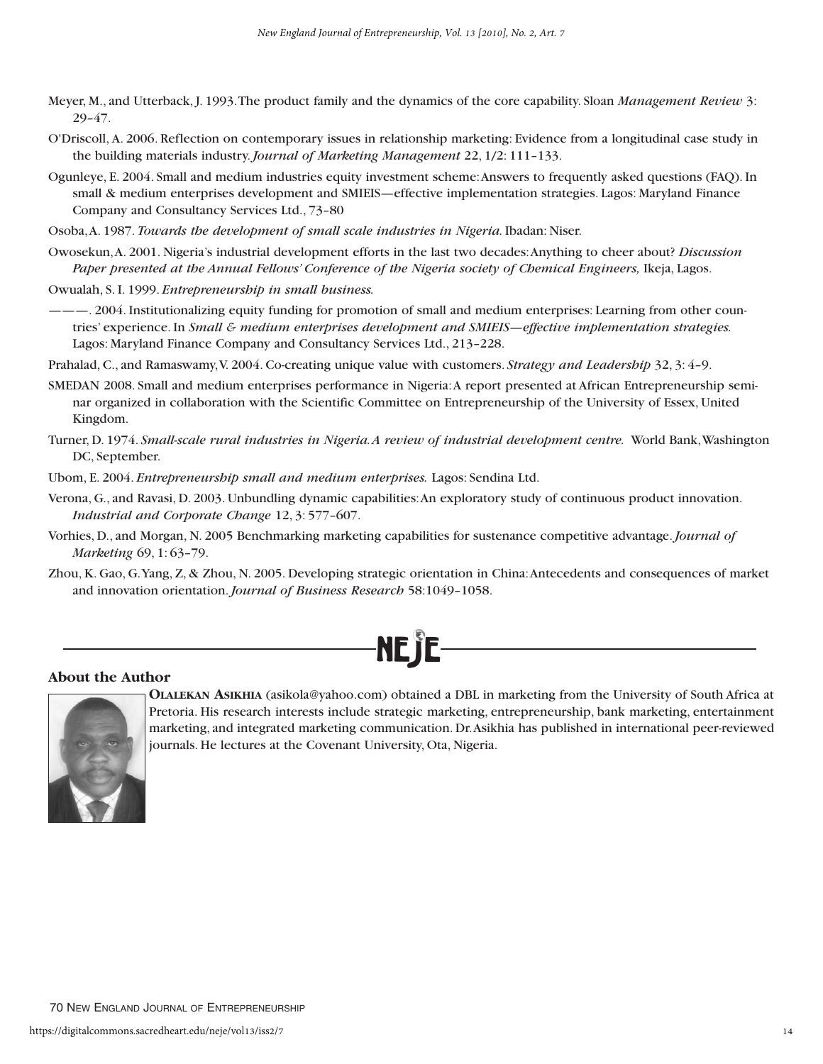Meyer, M., and Utterback, J. 1993. The product family and the dynamics of the core capability. Sloan *Management Review* 3: 29–47.

O'Driscoll, A. 2006. Reflection on contemporary issues in relationship marketing: Evidence from a longitudinal case study in the building materials industry. *Journal of Marketing Management* 22, 1/2: 111–133.

Ogunleye, E. 2004. Small and medium industries equity investment scheme: Answers to frequently asked questions (FAQ). In small & medium enterprises development and SMIEIS—effective implementation strategies. Lagos: Maryland Finance Company and Consultancy Services Ltd., 73–80

Osoba, A. 1987. *Towards the development of small scale industries in Nigeria.* Ibadan: Niser.

Owosekun, A. 2001. Nigeria's industrial development efforts in the last two decades: Anything to cheer about? *Discussion Paper presented at the Annual Fellows' Conference of the Nigeria society of Chemical Engineers,* Ikeja, Lagos.

Owualah, S. I. 1999. *Entrepreneurship in small business.*

———. 2004. Institutionalizing equity funding for promotion of small and medium enterprises: Learning from other countries' experience. In *Small & medium enterprises development and SMIEIS—effective implementation strategies.* Lagos: Maryland Finance Company and Consultancy Services Ltd., 213–228.

Prahalad, C., and Ramaswamy, V. 2004. Co-creating unique value with customers. *Strategy and Leadership* 32, 3: 4–9.

SMEDAN 2008. Small and medium enterprises performance in Nigeria: A report presented at African Entrepreneurship seminar organized in collaboration with the Scientific Committee on Entrepreneurship of the University of Essex, United Kingdom.

Turner, D. 1974. *Small-scale rural industries in Nigeria. A review of industrial development centre.* World Bank, Washington DC, September.

Ubom, E. 2004. *Entrepreneurship small and medium enterprises.* Lagos: Sendina Ltd.

Verona, G., and Ravasi, D. 2003. Unbundling dynamic capabilities: An exploratory study of continuous product innovation. *Industrial and Corporate Change* 12, 3: 577–607.

Vorhies, D., and Morgan, N. 2005 Benchmarking marketing capabilities for sustenance competitive advantage. *Journal of Marketing* 69, 1: 63–79.

Zhou, K. Gao, G. Yang, Z, & Zhou, N. 2005. Developing strategic orientation in China: Antecedents and consequences of market and innovation orientation. *Journal of Business Research* 58:1049–1058.

## About the Author

**Olalekan Asikhia** (asikola@yahoo.com) obtained a DBL in marketing from the University of South Africa at Pretoria. His research interests include strategic marketing, entrepreneurship, bank marketing, entertainment marketing, and integrated marketing communication. Dr. Asikhia has published in international peer-reviewed journals. He lectures at the Covenant University, Ota, Nigeria.